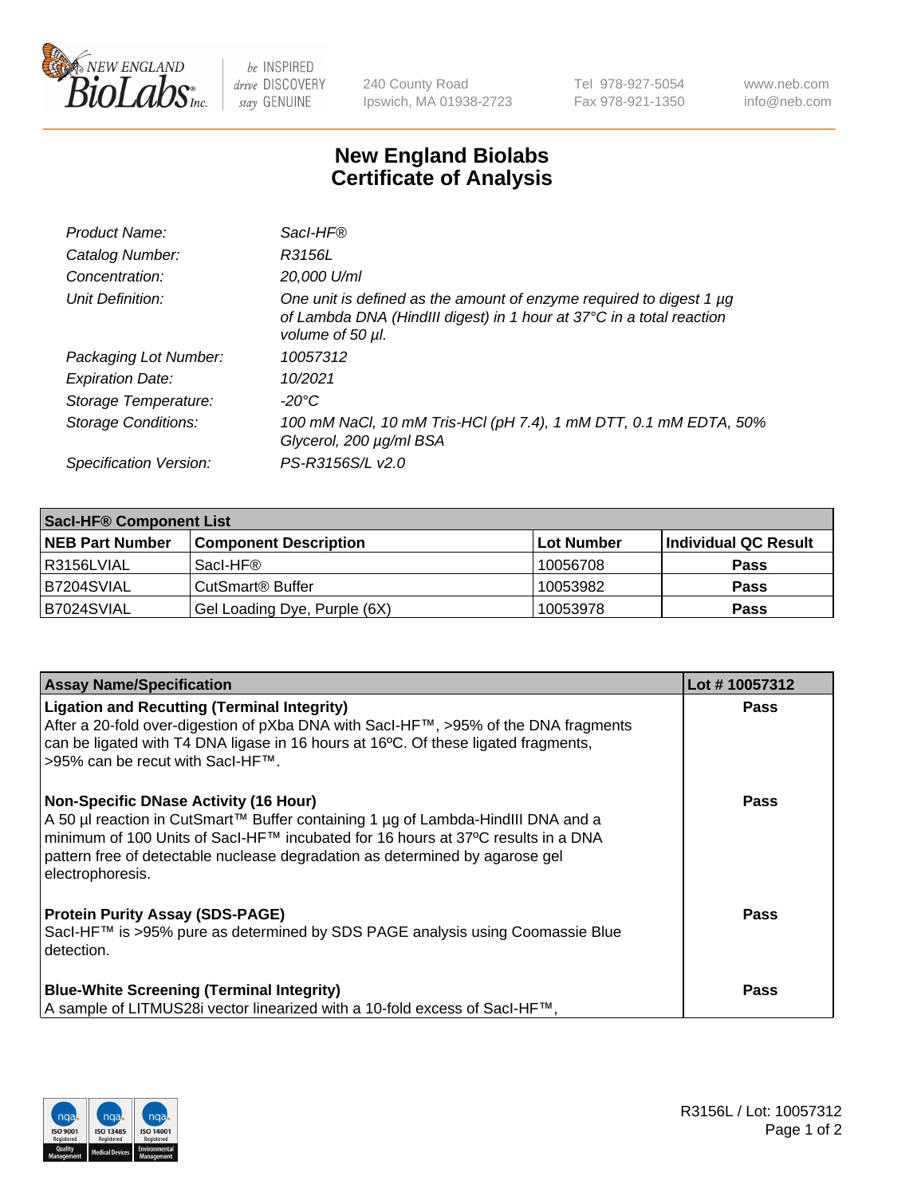# New England Biolabs Certificate of Analysis

| | |
|---|---|
| *Product Name:* | *SacI-HF®* |
| *Catalog Number:* | *R3156L* |
| *Concentration:* | *20,000 U/ml* |
| *Unit Definition:* | *One unit is defined as the amount of enzyme required to digest 1 µg of Lambda DNA (HindIII digest) in 1 hour at 37°C in a total reaction volume of 50 µl.* |
| *Packaging Lot Number:* | *10057312* |
| *Expiration Date:* | *10/2021* |
| *Storage Temperature:* | *-20°C* |
| *Storage Conditions:* | *100 mM NaCl, 10 mM Tris-HCl (pH 7.4), 1 mM DTT, 0.1 mM EDTA, 50% Glycerol, 200 µg/ml BSA* |
| *Specification Version:* | *PS-R3156S/L v2.0* |

| **SacI-HF® Component List** | | | |
|---|---|---|---|
| **NEB Part Number** | **Component Description** | **Lot Number** | **Individual QC Result** |
| R3156LVIAL | SacI-HF® | 10056708 | **Pass** |
| B7204SVIAL | CutSmart® Buffer | 10053982 | **Pass** |
| B7024SVIAL | Gel Loading Dye, Purple (6X) | 10053978 | **Pass** |

| **Assay Name/Specification** | **Lot # 10057312** |
|---|---|
| **Ligation and Recutting (Terminal Integrity)** After a 20-fold over-digestion of pXba DNA with SacI-HF™, >95% of the DNA fragments can be ligated with T4 DNA ligase in 16 hours at 16ºC. Of these ligated fragments, >95% can be recut with SacI-HF™. | **Pass** |
| **Non-Specific DNase Activity (16 Hour)** A 50 µl reaction in CutSmart™ Buffer containing 1 µg of Lambda-HindIII DNA and a minimum of 100 Units of SacI-HF™ incubated for 16 hours at 37ºC results in a DNA pattern free of detectable nuclease degradation as determined by agarose gel electrophoresis. | **Pass** |
| **Protein Purity Assay (SDS-PAGE)** SacI-HF™ is >95% pure as determined by SDS PAGE analysis using Coomassie Blue detection. | **Pass** |
| **Blue-White Screening (Terminal Integrity)** A sample of LITMUS28i vector linearized with a 10-fold excess of SacI-HF™, | **Pass** |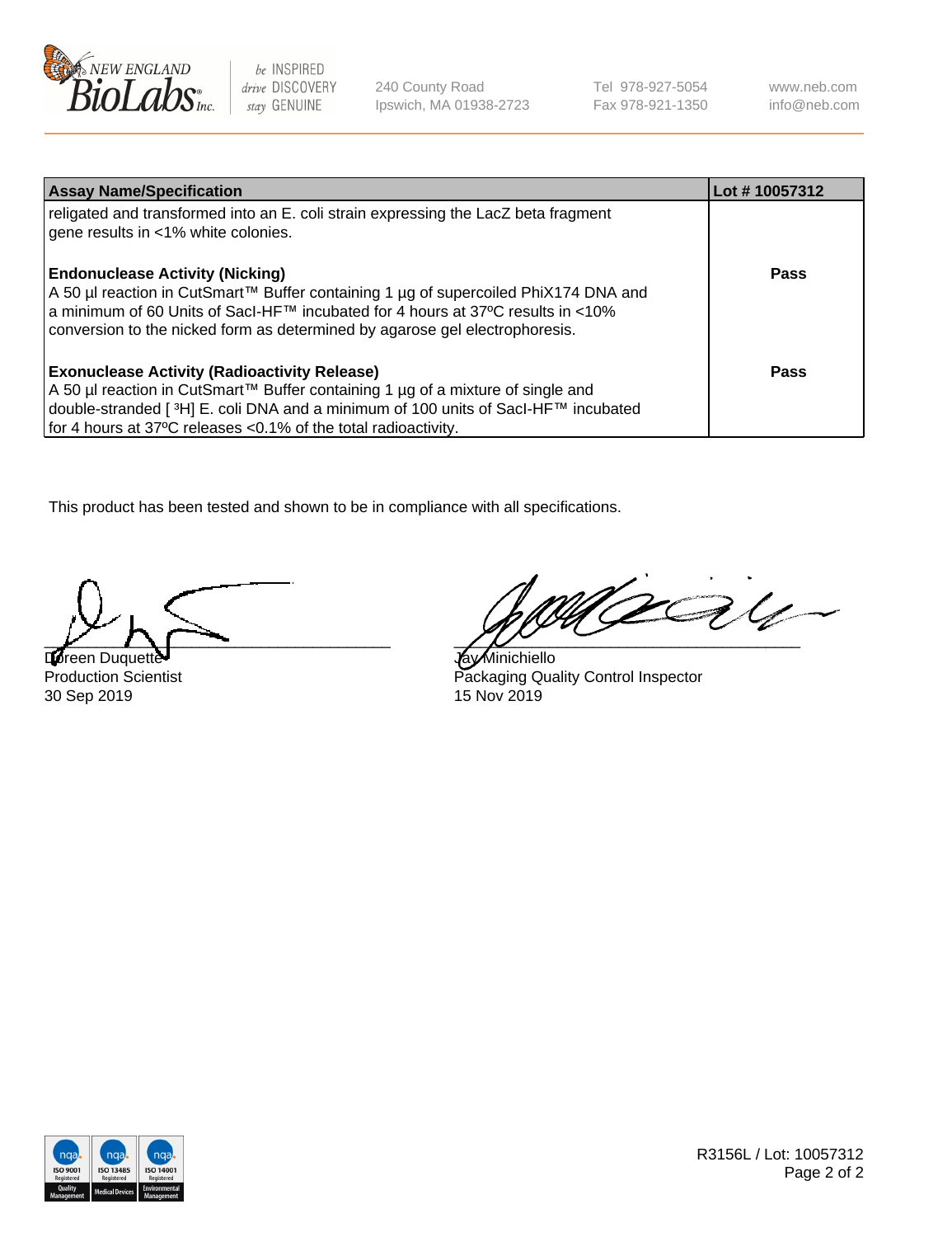New England BioLabs Inc. — be INSPIRED, drive DISCOVERY, stay GENUINE

240 County Road
Ipswich, MA 01938-2723

Tel 978-927-5054
Fax 978-921-1350

www.neb.com
info@neb.com

| Assay Name/Specification | Lot # 10057312 |
| --- | --- |
| religated and transformed into an E. coli strain expressing the LacZ beta fragment gene results in <1% white colonies. | |
| **Endonuclease Activity (Nicking)**<br>A 50 µl reaction in CutSmart™ Buffer containing 1 µg of supercoiled PhiX174 DNA and a minimum of 60 Units of SacI-HF™ incubated for 4 hours at 37ºC results in <10% conversion to the nicked form as determined by agarose gel electrophoresis. | **Pass** |
| **Exonuclease Activity (Radioactivity Release)**<br>A 50 µl reaction in CutSmart™ Buffer containing 1 µg of a mixture of single and double-stranded [ $^3$H] E. coli DNA and a minimum of 100 units of SacI-HF™ incubated for 4 hours at 37ºC releases <0.1% of the total radioactivity. | **Pass** |

This product has been tested and shown to be in compliance with all specifications.

Doreen Duquette
Production Scientist
30 Sep 2019

Jay Minichiello
Packaging Quality Control Inspector
15 Nov 2019

R3156L / Lot: 10057312